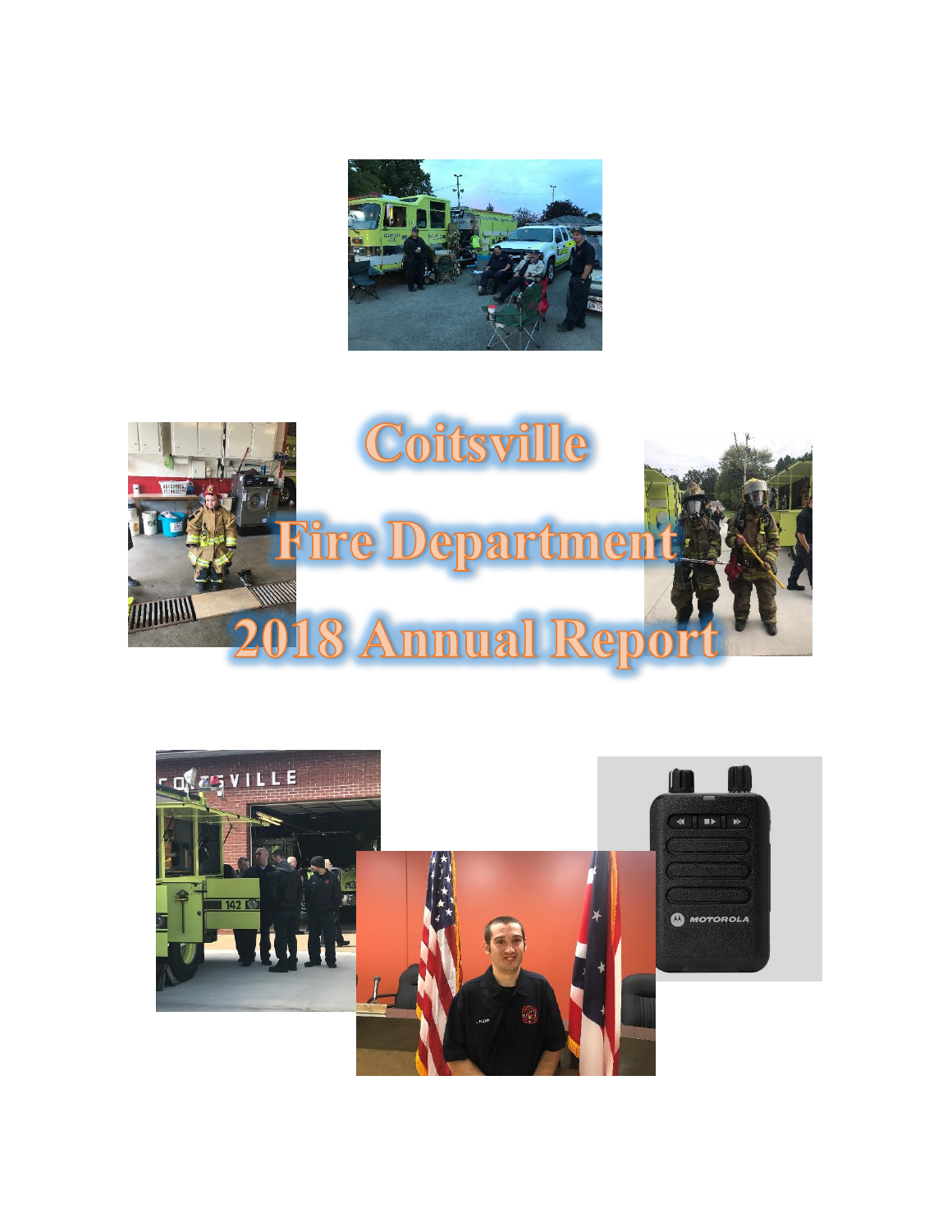# Coitsville

# Fire Department

# 2018 Annual Report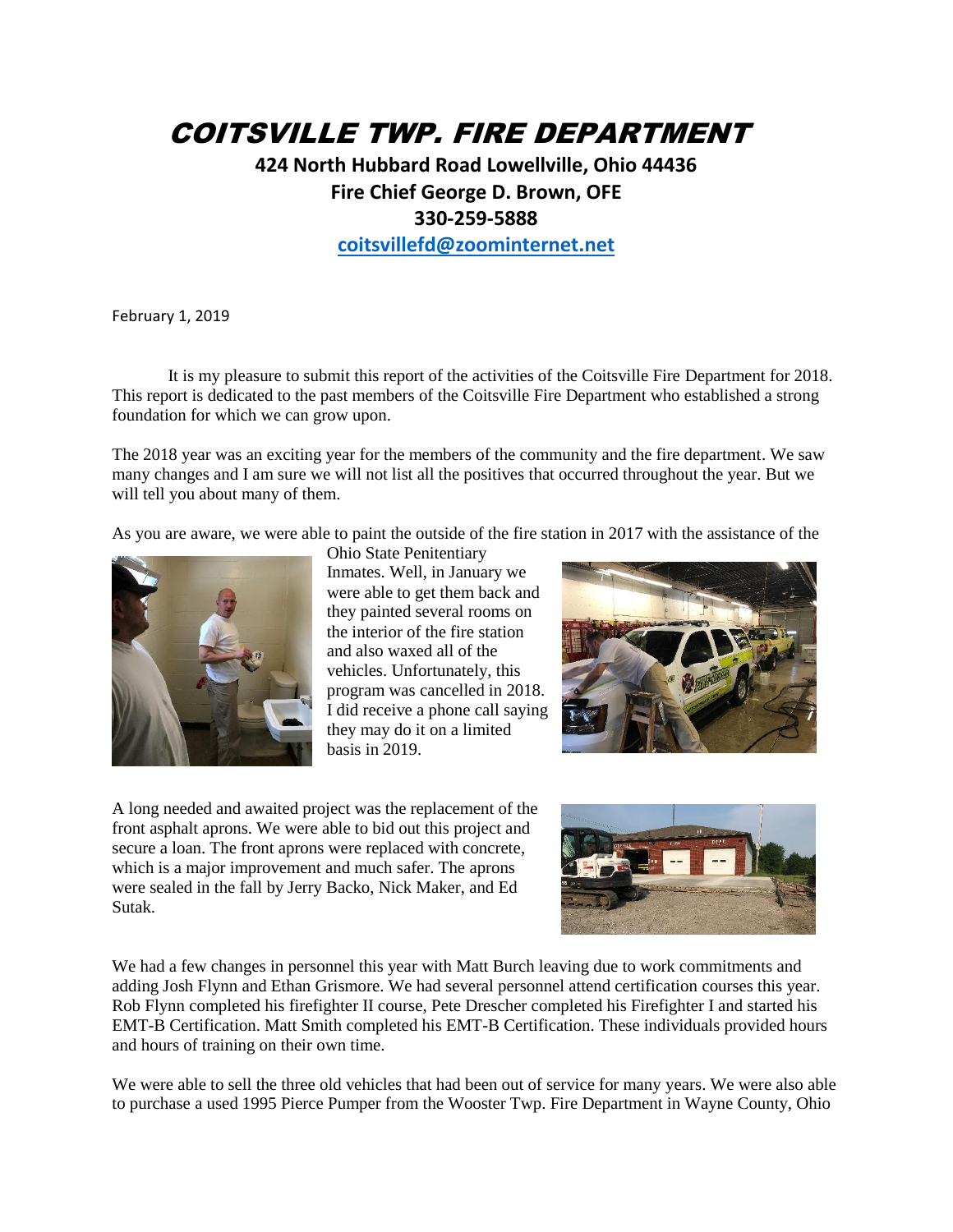# COITSVILLE TWP. FIRE DEPARTMENT

**424 North Hubbard Road Lowellville, Ohio 44436**
**Fire Chief George D. Brown, OFE**
**330-259-5888**
**coitsvillefd@zoominternet.net**

February 1, 2019

It is my pleasure to submit this report of the activities of the Coitsville Fire Department for 2018. This report is dedicated to the past members of the Coitsville Fire Department who established a strong foundation for which we can grow upon.

The 2018 year was an exciting year for the members of the community and the fire department. We saw many changes and I am sure we will not list all the positives that occurred throughout the year. But we will tell you about many of them.

As you are aware, we were able to paint the outside of the fire station in 2017 with the assistance of the Ohio State Penitentiary Inmates. Well, in January we were able to get them back and they painted several rooms on the interior of the fire station and also waxed all of the vehicles. Unfortunately, this program was cancelled in 2018. I did receive a phone call saying they may do it on a limited basis in 2019.

A long needed and awaited project was the replacement of the front asphalt aprons. We were able to bid out this project and secure a loan. The front aprons were replaced with concrete, which is a major improvement and much safer. The aprons were sealed in the fall by Jerry Backo, Nick Maker, and Ed Sutak.

We had a few changes in personnel this year with Matt Burch leaving due to work commitments and adding Josh Flynn and Ethan Grismore. We had several personnel attend certification courses this year. Rob Flynn completed his firefighter II course, Pete Drescher completed his Firefighter I and started his EMT-B Certification. Matt Smith completed his EMT-B Certification. These individuals provided hours and hours of training on their own time.

We were able to sell the three old vehicles that had been out of service for many years. We were also able to purchase a used 1995 Pierce Pumper from the Wooster Twp. Fire Department in Wayne County, Ohio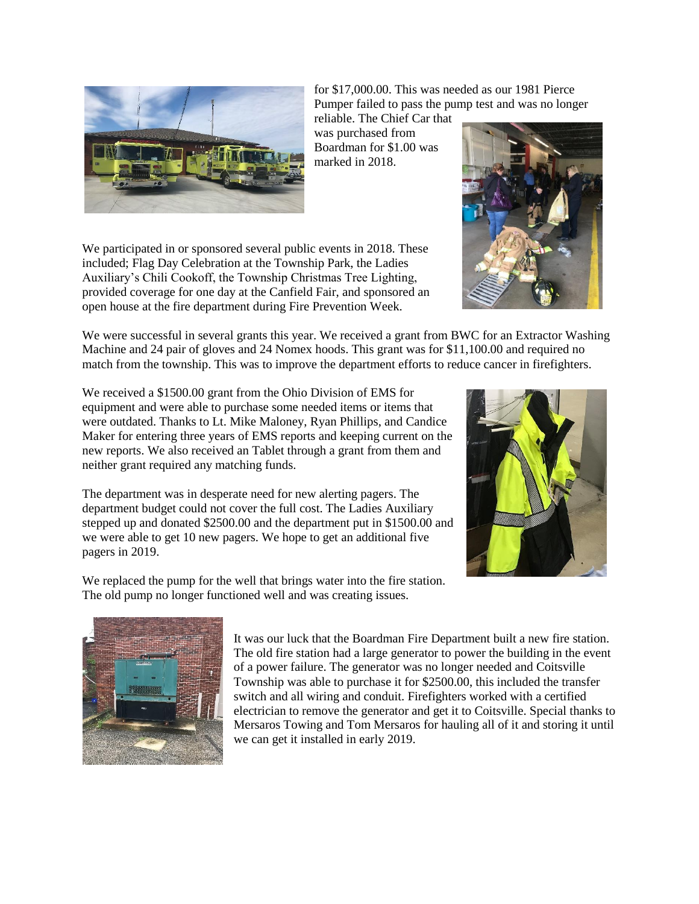for $17,000.00. This was needed as our 1981 Pierce Pumper failed to pass the pump test and was no longer reliable. The Chief Car that was purchased from Boardman for $1.00 was marked in 2018.

We participated in or sponsored several public events in 2018. These included; Flag Day Celebration at the Township Park, the Ladies Auxiliary's Chili Cookoff, the Township Christmas Tree Lighting, provided coverage for one day at the Canfield Fair, and sponsored an open house at the fire department during Fire Prevention Week.

We were successful in several grants this year. We received a grant from BWC for an Extractor Washing Machine and 24 pair of gloves and 24 Nomex hoods. This grant was for $11,100.00 and required no match from the township. This was to improve the department efforts to reduce cancer in firefighters.

We received a $1500.00 grant from the Ohio Division of EMS for equipment and were able to purchase some needed items or items that were outdated. Thanks to Lt. Mike Maloney, Ryan Phillips, and Candice Maker for entering three years of EMS reports and keeping current on the new reports. We also received an Tablet through a grant from them and neither grant required any matching funds.

The department was in desperate need for new alerting pagers. The department budget could not cover the full cost. The Ladies Auxiliary stepped up and donated $2500.00 and the department put in $1500.00 and we were able to get 10 new pagers. We hope to get an additional five pagers in 2019.

We replaced the pump for the well that brings water into the fire station. The old pump no longer functioned well and was creating issues.

It was our luck that the Boardman Fire Department built a new fire station. The old fire station had a large generator to power the building in the event of a power failure. The generator was no longer needed and Coitsville Township was able to purchase it for $2500.00, this included the transfer switch and all wiring and conduit. Firefighters worked with a certified electrician to remove the generator and get it to Coitsville. Special thanks to Mersaros Towing and Tom Mersaros for hauling all of it and storing it until we can get it installed in early 2019.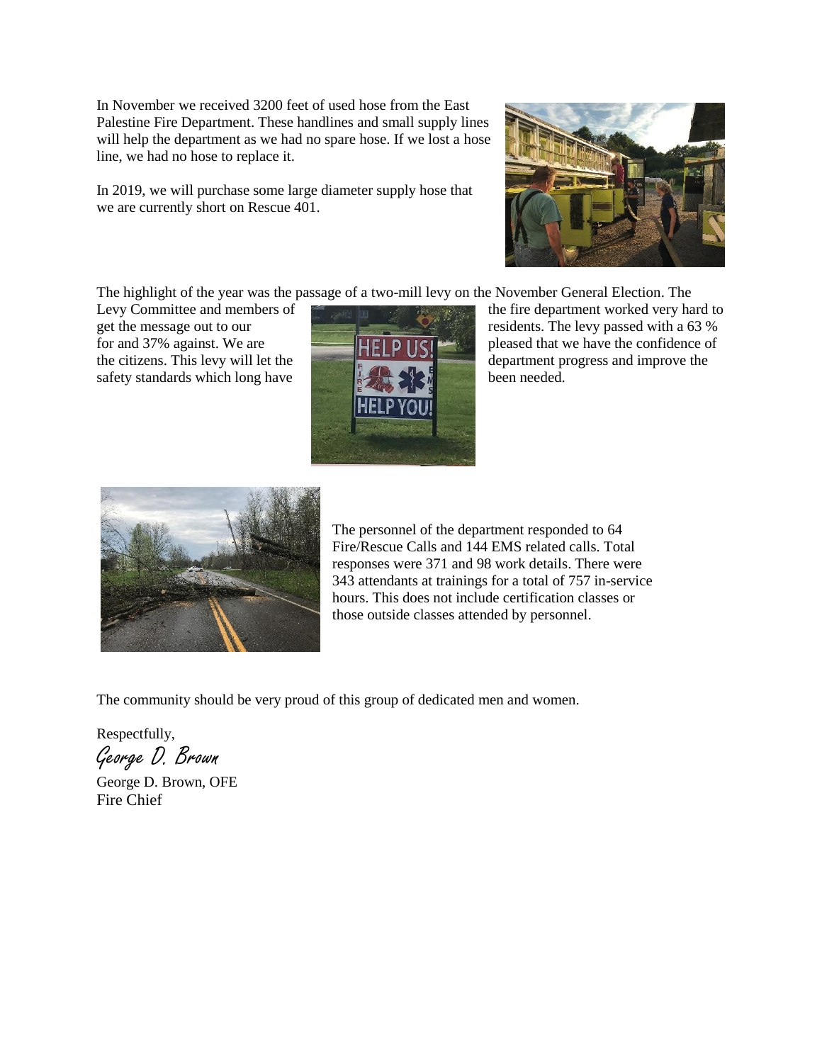In November we received 3200 feet of used hose from the East Palestine Fire Department. These handlines and small supply lines will help the department as we had no spare hose. If we lost a hose line, we had no hose to replace it.

In 2019, we will purchase some large diameter supply hose that we are currently short on Rescue 401.

The highlight of the year was the passage of a two-mill levy on the November General Election. The Levy Committee and members of the fire department worked very hard to get the message out to our residents. The levy passed with a 63 % for and 37% against. We are pleased that we have the confidence of the citizens. This levy will let the department progress and improve the safety standards which long have been needed.

The personnel of the department responded to 64 Fire/Rescue Calls and 144 EMS related calls. Total responses were 371 and 98 work details. There were 343 attendants at trainings for a total of 757 in-service hours. This does not include certification classes or those outside classes attended by personnel.

The community should be very proud of this group of dedicated men and women.

Respectfully,

*George D. Brown*

George D. Brown, OFE
Fire Chief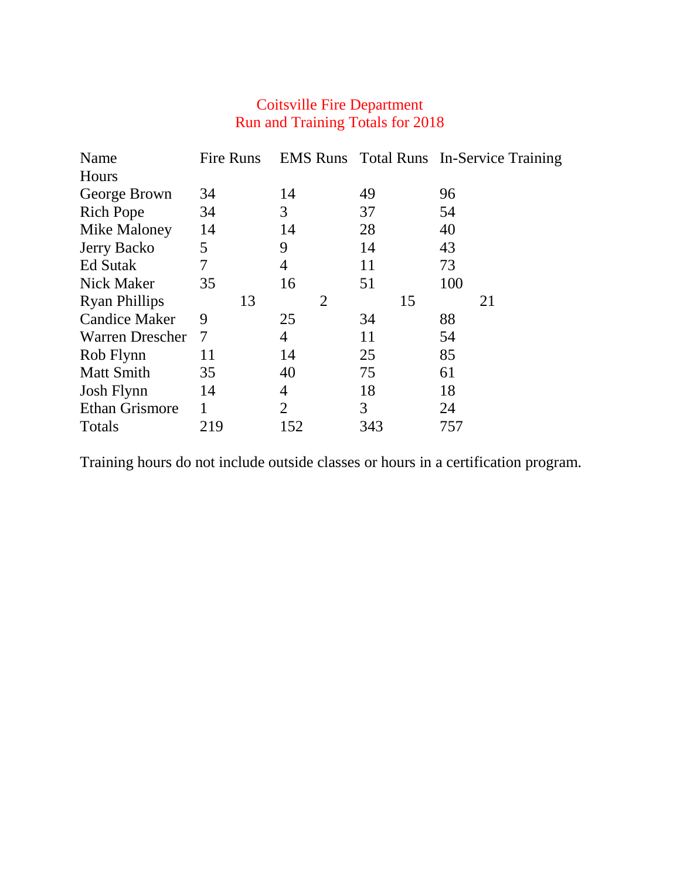# Coitsville Fire Department
## Run and Training Totals for 2018

| Name | Fire Runs | EMS Runs | Total Runs | In-Service Training Hours |
|---|---|---|---|---|
| George Brown | 34 | 14 | 49 | 96 |
| Rich Pope | 34 | 3 | 37 | 54 |
| Mike Maloney | 14 | 14 | 28 | 40 |
| Jerry Backo | 5 | 9 | 14 | 43 |
| Ed Sutak | 7 | 4 | 11 | 73 |
| Nick Maker | 35 | 16 | 51 | 100 |
| Ryan Phillips | 13 | 2 | 15 | 21 |
| Candice Maker | 9 | 25 | 34 | 88 |
| Warren Drescher | 7 | 4 | 11 | 54 |
| Rob Flynn | 11 | 14 | 25 | 85 |
| Matt Smith | 35 | 40 | 75 | 61 |
| Josh Flynn | 14 | 4 | 18 | 18 |
| Ethan Grismore | 1 | 2 | 3 | 24 |
| Totals | 219 | 152 | 343 | 757 |

Training hours do not include outside classes or hours in a certification program.